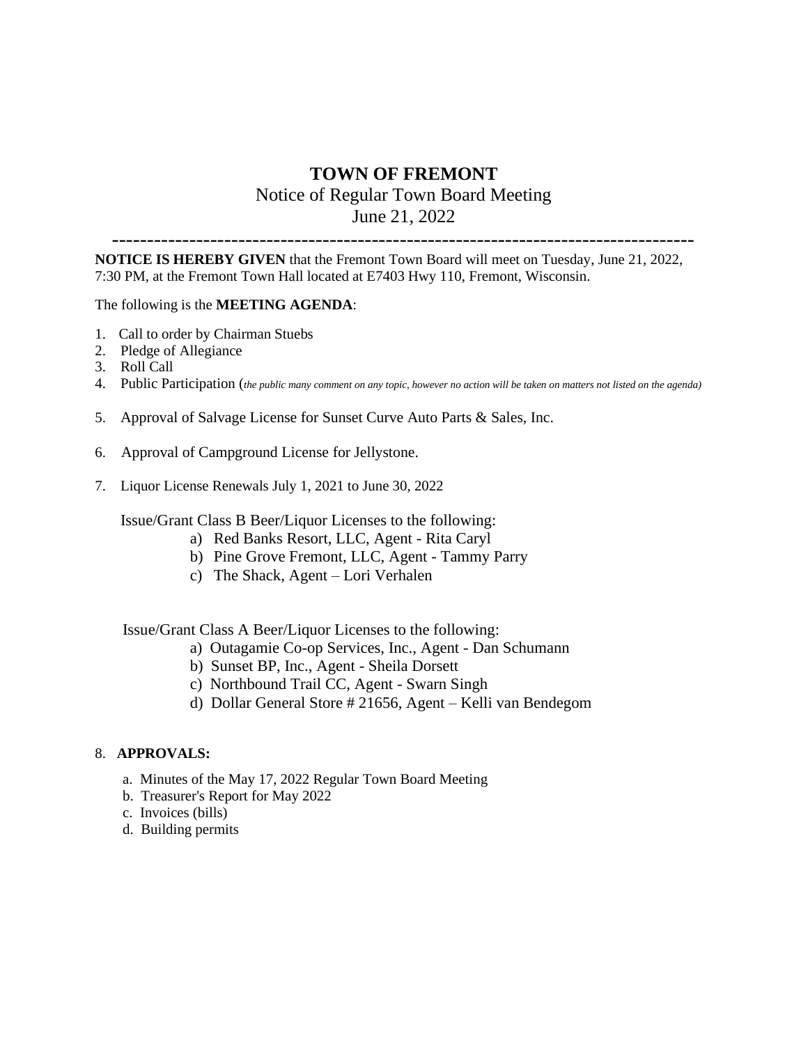# TOWN OF FREMONT

Notice of Regular Town Board Meeting

June 21, 2022

---

**NOTICE IS HEREBY GIVEN** that the Fremont Town Board will meet on Tuesday, June 21, 2022, 7:30 PM, at the Fremont Town Hall located at E7403 Hwy 110, Fremont, Wisconsin.

The following is the **MEETING AGENDA**:

1. Call to order by Chairman Stuebs
2. Pledge of Allegiance
3. Roll Call
4. Public Participation (*the public many comment on any topic, however no action will be taken on matters not listed on the agenda)*
5. Approval of Salvage License for Sunset Curve Auto Parts & Sales, Inc.
6. Approval of Campground License for Jellystone.
7. Liquor License Renewals July 1, 2021 to June 30, 2022

   Issue/Grant Class B Beer/Liquor Licenses to the following:

   a) Red Banks Resort, LLC, Agent - Rita Caryl
   b) Pine Grove Fremont, LLC, Agent - Tammy Parry
   c) The Shack, Agent – Lori Verhalen

   Issue/Grant Class A Beer/Liquor Licenses to the following:

   a) Outagamie Co-op Services, Inc., Agent - Dan Schumann
   b) Sunset BP, Inc., Agent - Sheila Dorsett
   c) Northbound Trail CC, Agent - Swarn Singh
   d) Dollar General Store # 21656, Agent – Kelli van Bendegom

8. **APPROVALS:**

   a. Minutes of the May 17, 2022 Regular Town Board Meeting
   b. Treasurer's Report for May 2022
   c. Invoices (bills)
   d. Building permits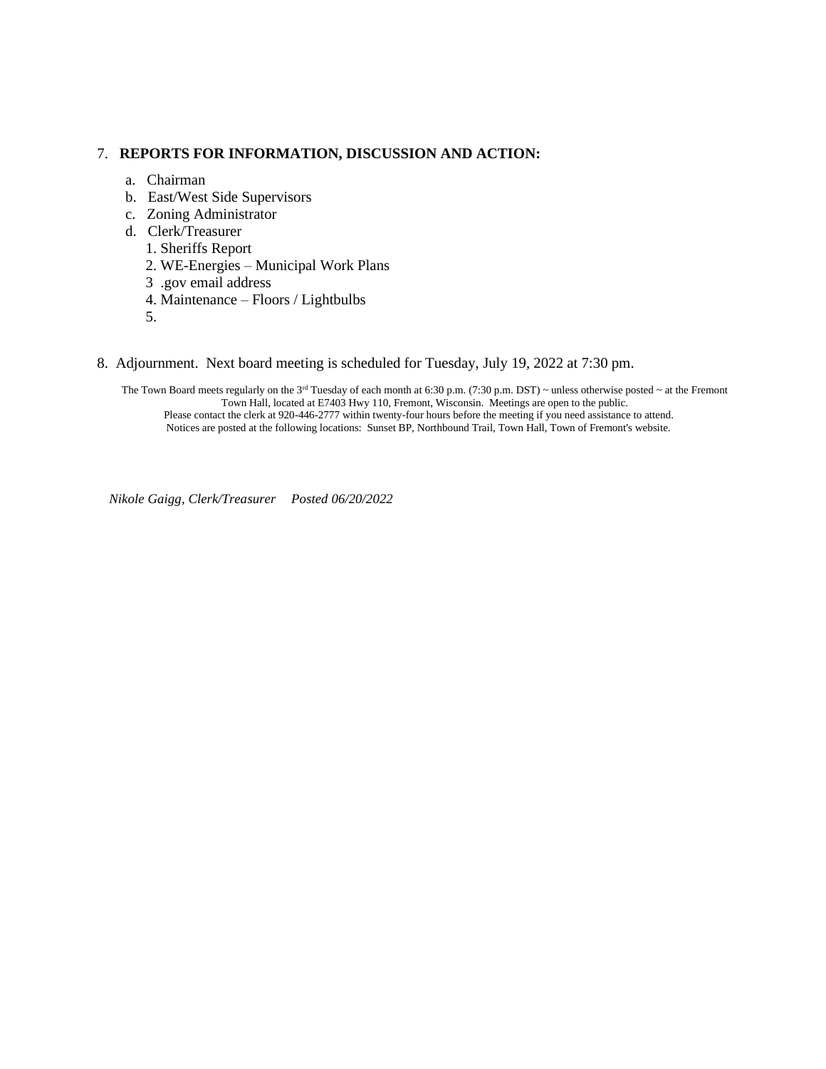7. **REPORTS FOR INFORMATION, DISCUSSION AND ACTION:**

   a. Chairman
   b. East/West Side Supervisors
   c. Zoning Administrator
   d. Clerk/Treasurer
      1. Sheriffs Report
      2. WE-Energies – Municipal Work Plans
      3 .gov email address
      4. Maintenance – Floors / Lightbulbs
      5.

8. Adjournment. Next board meeting is scheduled for Tuesday, July 19, 2022 at 7:30 pm.

The Town Board meets regularly on the 3rd Tuesday of each month at 6:30 p.m. (7:30 p.m. DST) ~ unless otherwise posted ~ at the Fremont Town Hall, located at E7403 Hwy 110, Fremont, Wisconsin. Meetings are open to the public.
Please contact the clerk at 920-446-2777 within twenty-four hours before the meeting if you need assistance to attend.
Notices are posted at the following locations: Sunset BP, Northbound Trail, Town Hall, Town of Fremont's website.

*Nikole Gaigg, Clerk/Treasurer Posted 06/20/2022*